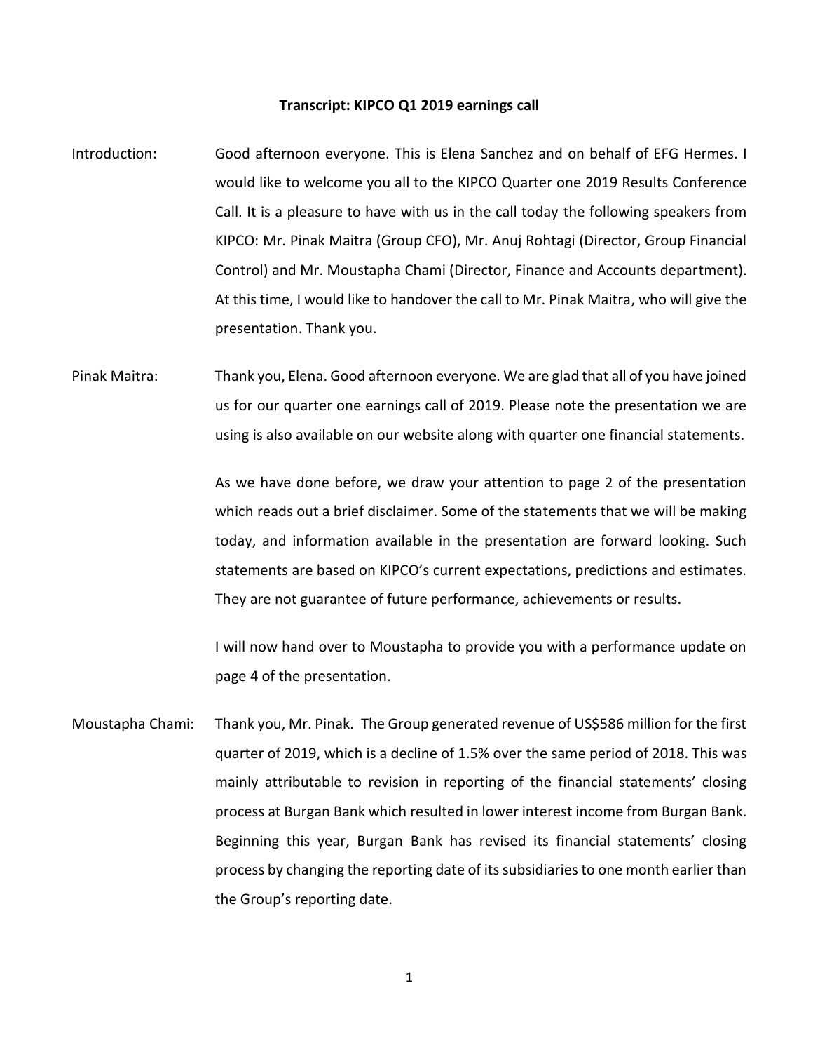**Transcript: KIPCO Q1 2019 earnings call**

**Introduction:** Good afternoon everyone. This is Elena Sanchez and on behalf of EFG Hermes. I would like to welcome you all to the KIPCO Quarter one 2019 Results Conference Call. It is a pleasure to have with us in the call today the following speakers from KIPCO: Mr. Pinak Maitra (Group CFO), Mr. Anuj Rohtagi (Director, Group Financial Control) and Mr. Moustapha Chami (Director, Finance and Accounts department). At this time, I would like to handover the call to Mr. Pinak Maitra, who will give the presentation. Thank you.

**Pinak Maitra:** Thank you, Elena. Good afternoon everyone. We are glad that all of you have joined us for our quarter one earnings call of 2019. Please note the presentation we are using is also available on our website along with quarter one financial statements.

As we have done before, we draw your attention to page 2 of the presentation which reads out a brief disclaimer. Some of the statements that we will be making today, and information available in the presentation are forward looking. Such statements are based on KIPCO's current expectations, predictions and estimates. They are not guarantee of future performance, achievements or results.

I will now hand over to Moustapha to provide you with a performance update on page 4 of the presentation.

**Moustapha Chami:** Thank you, Mr. Pinak. The Group generated revenue of US$586 million for the first quarter of 2019, which is a decline of 1.5% over the same period of 2018. This was mainly attributable to revision in reporting of the financial statements' closing process at Burgan Bank which resulted in lower interest income from Burgan Bank. Beginning this year, Burgan Bank has revised its financial statements' closing process by changing the reporting date of its subsidiaries to one month earlier than the Group's reporting date.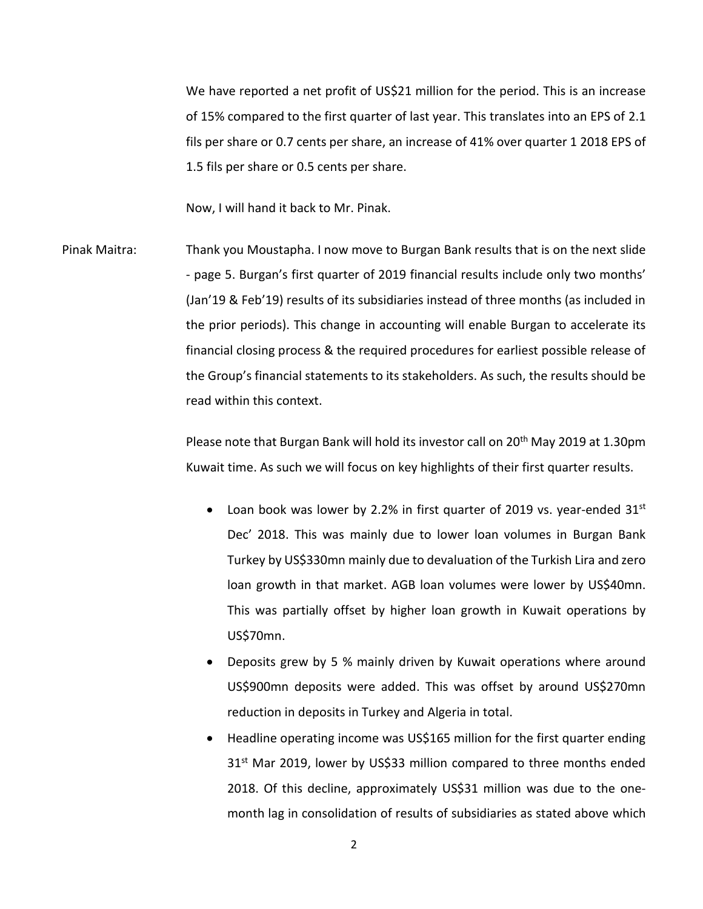We have reported a net profit of US$21 million for the period. This is an increase of 15% compared to the first quarter of last year. This translates into an EPS of 2.1 fils per share or 0.7 cents per share, an increase of 41% over quarter 1 2018 EPS of 1.5 fils per share or 0.5 cents per share.

Now, I will hand it back to Mr. Pinak.

Pinak Maitra: Thank you Moustapha. I now move to Burgan Bank results that is on the next slide - page 5. Burgan's first quarter of 2019 financial results include only two months' (Jan'19 & Feb'19) results of its subsidiaries instead of three months (as included in the prior periods). This change in accounting will enable Burgan to accelerate its financial closing process & the required procedures for earliest possible release of the Group's financial statements to its stakeholders. As such, the results should be read within this context.

Please note that Burgan Bank will hold its investor call on 20th May 2019 at 1.30pm Kuwait time. As such we will focus on key highlights of their first quarter results.

- Loan book was lower by 2.2% in first quarter of 2019 vs. year-ended 31st Dec' 2018. This was mainly due to lower loan volumes in Burgan Bank Turkey by US$330mn mainly due to devaluation of the Turkish Lira and zero loan growth in that market. AGB loan volumes were lower by US$40mn. This was partially offset by higher loan growth in Kuwait operations by US$70mn.
- Deposits grew by 5 % mainly driven by Kuwait operations where around US$900mn deposits were added. This was offset by around US$270mn reduction in deposits in Turkey and Algeria in total.
- Headline operating income was US$165 million for the first quarter ending 31st Mar 2019, lower by US$33 million compared to three months ended 2018. Of this decline, approximately US$31 million was due to the one-month lag in consolidation of results of subsidiaries as stated above which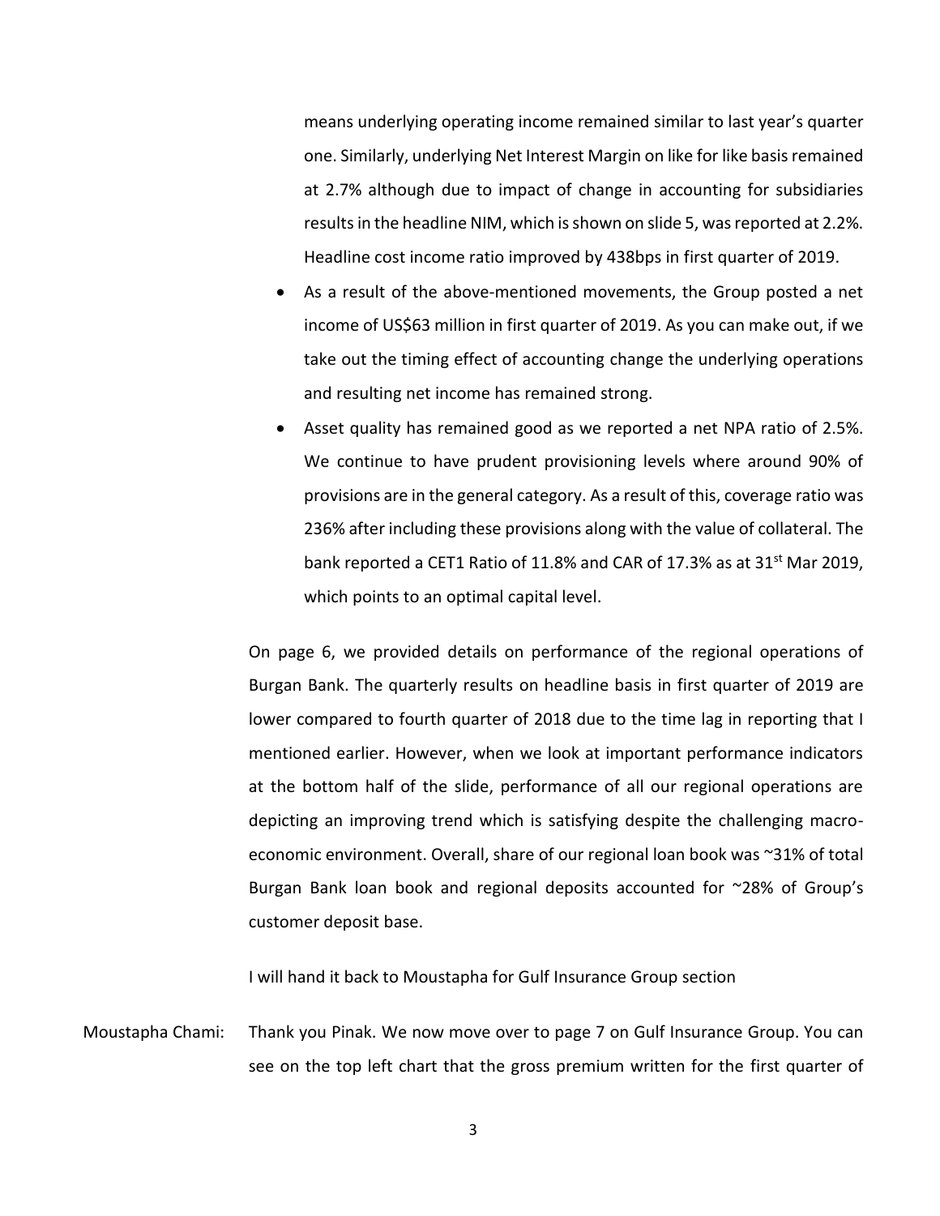means underlying operating income remained similar to last year's quarter one. Similarly, underlying Net Interest Margin on like for like basis remained at 2.7% although due to impact of change in accounting for subsidiaries results in the headline NIM, which is shown on slide 5, was reported at 2.2%. Headline cost income ratio improved by 438bps in first quarter of 2019.

- As a result of the above-mentioned movements, the Group posted a net income of US$63 million in first quarter of 2019. As you can make out, if we take out the timing effect of accounting change the underlying operations and resulting net income has remained strong.
- Asset quality has remained good as we reported a net NPA ratio of 2.5%. We continue to have prudent provisioning levels where around 90% of provisions are in the general category. As a result of this, coverage ratio was 236% after including these provisions along with the value of collateral. The bank reported a CET1 Ratio of 11.8% and CAR of 17.3% as at 31st Mar 2019, which points to an optimal capital level.

On page 6, we provided details on performance of the regional operations of Burgan Bank. The quarterly results on headline basis in first quarter of 2019 are lower compared to fourth quarter of 2018 due to the time lag in reporting that I mentioned earlier. However, when we look at important performance indicators at the bottom half of the slide, performance of all our regional operations are depicting an improving trend which is satisfying despite the challenging macro-economic environment. Overall, share of our regional loan book was ~31% of total Burgan Bank loan book and regional deposits accounted for ~28% of Group's customer deposit base.

I will hand it back to Moustapha for Gulf Insurance Group section

Moustapha Chami: Thank you Pinak. We now move over to page 7 on Gulf Insurance Group. You can see on the top left chart that the gross premium written for the first quarter of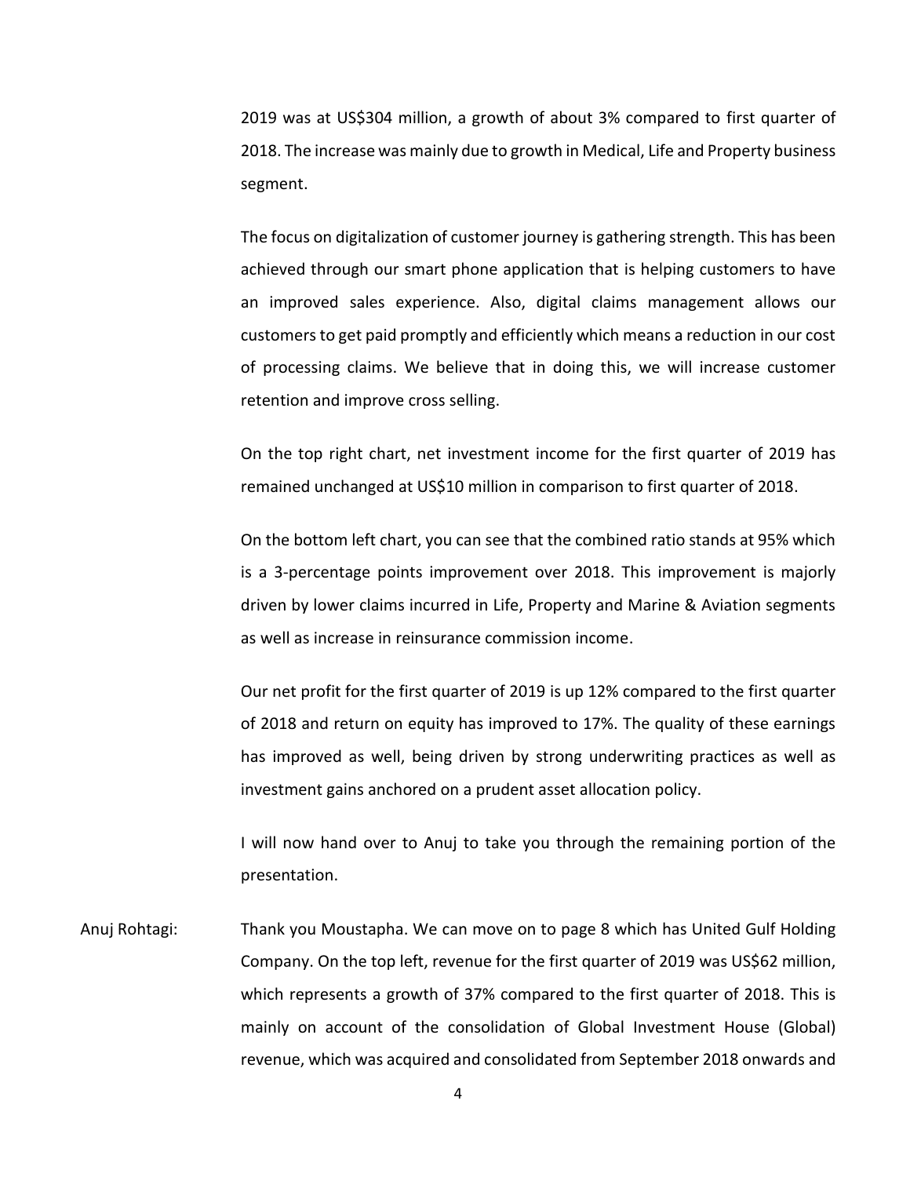2019 was at US$304 million, a growth of about 3% compared to first quarter of 2018. The increase was mainly due to growth in Medical, Life and Property business segment.

The focus on digitalization of customer journey is gathering strength. This has been achieved through our smart phone application that is helping customers to have an improved sales experience. Also, digital claims management allows our customers to get paid promptly and efficiently which means a reduction in our cost of processing claims. We believe that in doing this, we will increase customer retention and improve cross selling.

On the top right chart, net investment income for the first quarter of 2019 has remained unchanged at US$10 million in comparison to first quarter of 2018.

On the bottom left chart, you can see that the combined ratio stands at 95% which is a 3-percentage points improvement over 2018. This improvement is majorly driven by lower claims incurred in Life, Property and Marine & Aviation segments as well as increase in reinsurance commission income.

Our net profit for the first quarter of 2019 is up 12% compared to the first quarter of 2018 and return on equity has improved to 17%. The quality of these earnings has improved as well, being driven by strong underwriting practices as well as investment gains anchored on a prudent asset allocation policy.

I will now hand over to Anuj to take you through the remaining portion of the presentation.

Anuj Rohtagi: Thank you Moustapha. We can move on to page 8 which has United Gulf Holding Company. On the top left, revenue for the first quarter of 2019 was US$62 million, which represents a growth of 37% compared to the first quarter of 2018. This is mainly on account of the consolidation of Global Investment House (Global) revenue, which was acquired and consolidated from September 2018 onwards and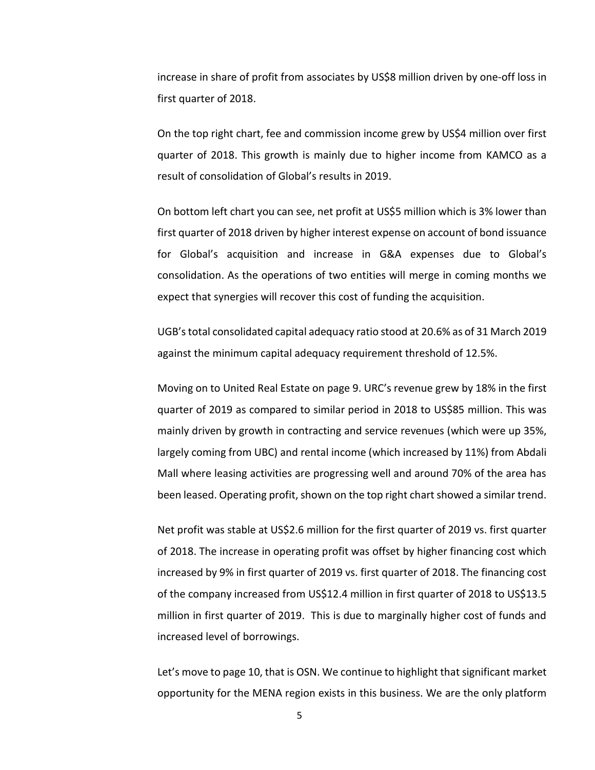increase in share of profit from associates by US$8 million driven by one-off loss in first quarter of 2018.

On the top right chart, fee and commission income grew by US$4 million over first quarter of 2018. This growth is mainly due to higher income from KAMCO as a result of consolidation of Global's results in 2019.

On bottom left chart you can see, net profit at US$5 million which is 3% lower than first quarter of 2018 driven by higher interest expense on account of bond issuance for Global's acquisition and increase in G&A expenses due to Global's consolidation. As the operations of two entities will merge in coming months we expect that synergies will recover this cost of funding the acquisition.

UGB's total consolidated capital adequacy ratio stood at 20.6% as of 31 March 2019 against the minimum capital adequacy requirement threshold of 12.5%.

Moving on to United Real Estate on page 9. URC's revenue grew by 18% in the first quarter of 2019 as compared to similar period in 2018 to US$85 million. This was mainly driven by growth in contracting and service revenues (which were up 35%, largely coming from UBC) and rental income (which increased by 11%) from Abdali Mall where leasing activities are progressing well and around 70% of the area has been leased. Operating profit, shown on the top right chart showed a similar trend.

Net profit was stable at US$2.6 million for the first quarter of 2019 vs. first quarter of 2018. The increase in operating profit was offset by higher financing cost which increased by 9% in first quarter of 2019 vs. first quarter of 2018. The financing cost of the company increased from US$12.4 million in first quarter of 2018 to US$13.5 million in first quarter of 2019. This is due to marginally higher cost of funds and increased level of borrowings.

Let's move to page 10, that is OSN. We continue to highlight that significant market opportunity for the MENA region exists in this business. We are the only platform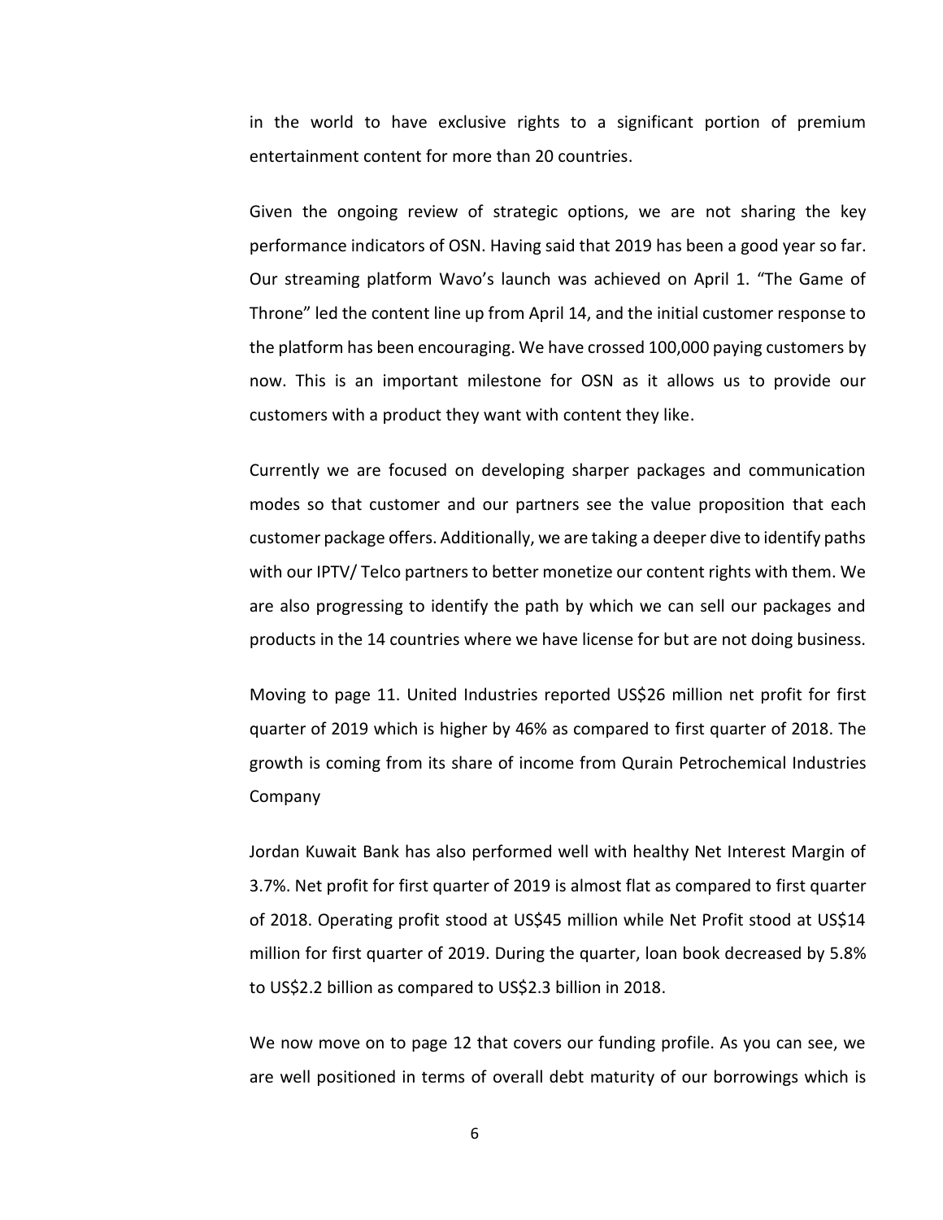in the world to have exclusive rights to a significant portion of premium entertainment content for more than 20 countries.

Given the ongoing review of strategic options, we are not sharing the key performance indicators of OSN. Having said that 2019 has been a good year so far. Our streaming platform Wavo's launch was achieved on April 1. "The Game of Throne" led the content line up from April 14, and the initial customer response to the platform has been encouraging. We have crossed 100,000 paying customers by now. This is an important milestone for OSN as it allows us to provide our customers with a product they want with content they like.

Currently we are focused on developing sharper packages and communication modes so that customer and our partners see the value proposition that each customer package offers. Additionally, we are taking a deeper dive to identify paths with our IPTV/ Telco partners to better monetize our content rights with them. We are also progressing to identify the path by which we can sell our packages and products in the 14 countries where we have license for but are not doing business.

Moving to page 11. United Industries reported US$26 million net profit for first quarter of 2019 which is higher by 46% as compared to first quarter of 2018. The growth is coming from its share of income from Qurain Petrochemical Industries Company

Jordan Kuwait Bank has also performed well with healthy Net Interest Margin of 3.7%. Net profit for first quarter of 2019 is almost flat as compared to first quarter of 2018. Operating profit stood at US$45 million while Net Profit stood at US$14 million for first quarter of 2019. During the quarter, loan book decreased by 5.8% to US$2.2 billion as compared to US$2.3 billion in 2018.

We now move on to page 12 that covers our funding profile. As you can see, we are well positioned in terms of overall debt maturity of our borrowings which is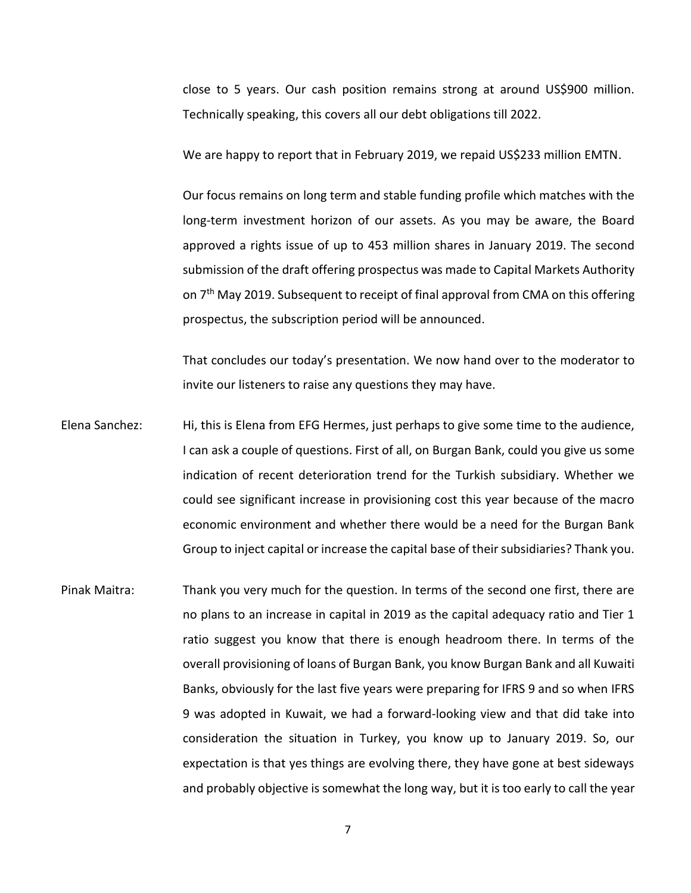close to 5 years. Our cash position remains strong at around US$900 million. Technically speaking, this covers all our debt obligations till 2022.

We are happy to report that in February 2019, we repaid US$233 million EMTN.

Our focus remains on long term and stable funding profile which matches with the long-term investment horizon of our assets. As you may be aware, the Board approved a rights issue of up to 453 million shares in January 2019. The second submission of the draft offering prospectus was made to Capital Markets Authority on 7th May 2019. Subsequent to receipt of final approval from CMA on this offering prospectus, the subscription period will be announced.

That concludes our today's presentation. We now hand over to the moderator to invite our listeners to raise any questions they may have.

Elena Sanchez: Hi, this is Elena from EFG Hermes, just perhaps to give some time to the audience, I can ask a couple of questions. First of all, on Burgan Bank, could you give us some indication of recent deterioration trend for the Turkish subsidiary. Whether we could see significant increase in provisioning cost this year because of the macro economic environment and whether there would be a need for the Burgan Bank Group to inject capital or increase the capital base of their subsidiaries? Thank you.

Pinak Maitra: Thank you very much for the question. In terms of the second one first, there are no plans to an increase in capital in 2019 as the capital adequacy ratio and Tier 1 ratio suggest you know that there is enough headroom there. In terms of the overall provisioning of loans of Burgan Bank, you know Burgan Bank and all Kuwaiti Banks, obviously for the last five years were preparing for IFRS 9 and so when IFRS 9 was adopted in Kuwait, we had a forward-looking view and that did take into consideration the situation in Turkey, you know up to January 2019. So, our expectation is that yes things are evolving there, they have gone at best sideways and probably objective is somewhat the long way, but it is too early to call the year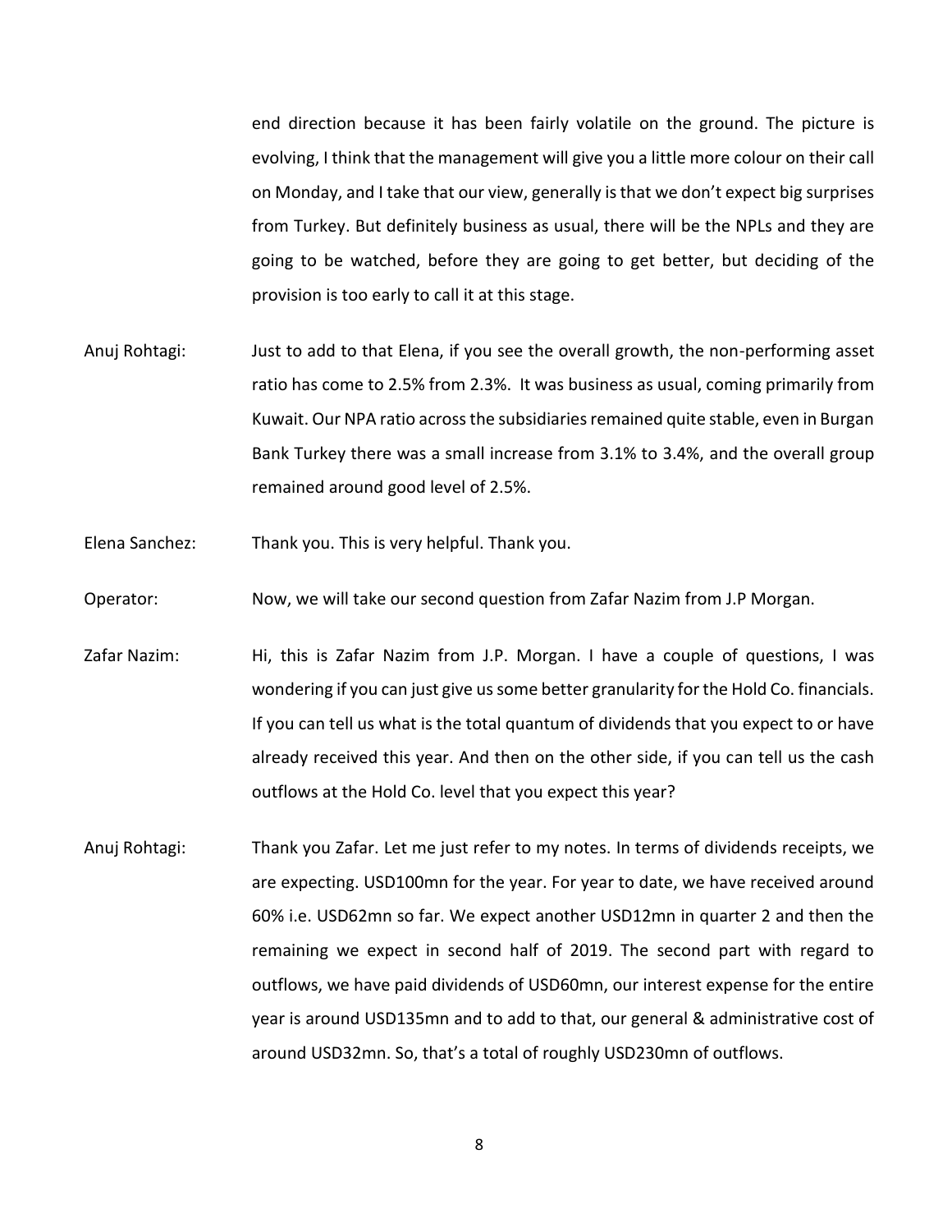end direction because it has been fairly volatile on the ground. The picture is evolving, I think that the management will give you a little more colour on their call on Monday, and I take that our view, generally is that we don't expect big surprises from Turkey. But definitely business as usual, there will be the NPLs and they are going to be watched, before they are going to get better, but deciding of the provision is too early to call it at this stage.

Anuj Rohtagi: Just to add to that Elena, if you see the overall growth, the non-performing asset ratio has come to 2.5% from 2.3%. It was business as usual, coming primarily from Kuwait. Our NPA ratio across the subsidiaries remained quite stable, even in Burgan Bank Turkey there was a small increase from 3.1% to 3.4%, and the overall group remained around good level of 2.5%.

Elena Sanchez: Thank you. This is very helpful. Thank you.

Operator: Now, we will take our second question from Zafar Nazim from J.P Morgan.

Zafar Nazim: Hi, this is Zafar Nazim from J.P. Morgan. I have a couple of questions, I was wondering if you can just give us some better granularity for the Hold Co. financials. If you can tell us what is the total quantum of dividends that you expect to or have already received this year. And then on the other side, if you can tell us the cash outflows at the Hold Co. level that you expect this year?

Anuj Rohtagi: Thank you Zafar. Let me just refer to my notes. In terms of dividends receipts, we are expecting. USD100mn for the year. For year to date, we have received around 60% i.e. USD62mn so far. We expect another USD12mn in quarter 2 and then the remaining we expect in second half of 2019. The second part with regard to outflows, we have paid dividends of USD60mn, our interest expense for the entire year is around USD135mn and to add to that, our general & administrative cost of around USD32mn. So, that's a total of roughly USD230mn of outflows.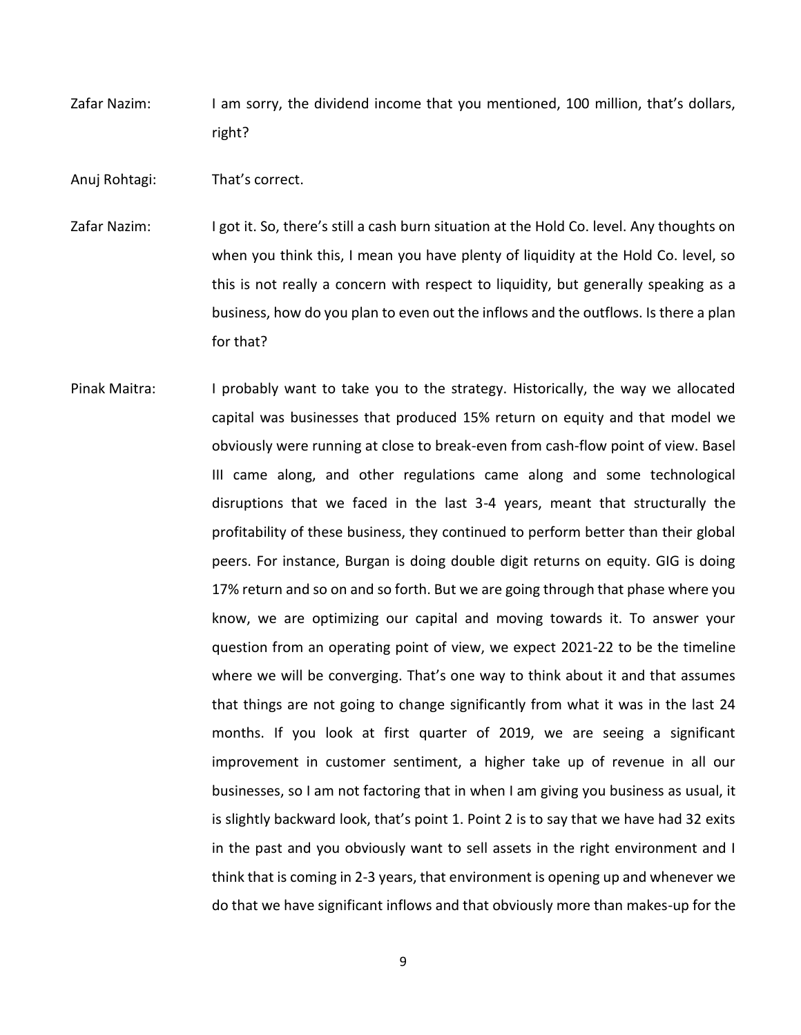Zafar Nazim: I am sorry, the dividend income that you mentioned, 100 million, that's dollars, right?

Anuj Rohtagi: That's correct.

Zafar Nazim: I got it. So, there's still a cash burn situation at the Hold Co. level. Any thoughts on when you think this, I mean you have plenty of liquidity at the Hold Co. level, so this is not really a concern with respect to liquidity, but generally speaking as a business, how do you plan to even out the inflows and the outflows. Is there a plan for that?

Pinak Maitra: I probably want to take you to the strategy. Historically, the way we allocated capital was businesses that produced 15% return on equity and that model we obviously were running at close to break-even from cash-flow point of view. Basel III came along, and other regulations came along and some technological disruptions that we faced in the last 3-4 years, meant that structurally the profitability of these business, they continued to perform better than their global peers. For instance, Burgan is doing double digit returns on equity. GIG is doing 17% return and so on and so forth. But we are going through that phase where you know, we are optimizing our capital and moving towards it. To answer your question from an operating point of view, we expect 2021-22 to be the timeline where we will be converging. That's one way to think about it and that assumes that things are not going to change significantly from what it was in the last 24 months. If you look at first quarter of 2019, we are seeing a significant improvement in customer sentiment, a higher take up of revenue in all our businesses, so I am not factoring that in when I am giving you business as usual, it is slightly backward look, that's point 1. Point 2 is to say that we have had 32 exits in the past and you obviously want to sell assets in the right environment and I think that is coming in 2-3 years, that environment is opening up and whenever we do that we have significant inflows and that obviously more than makes-up for the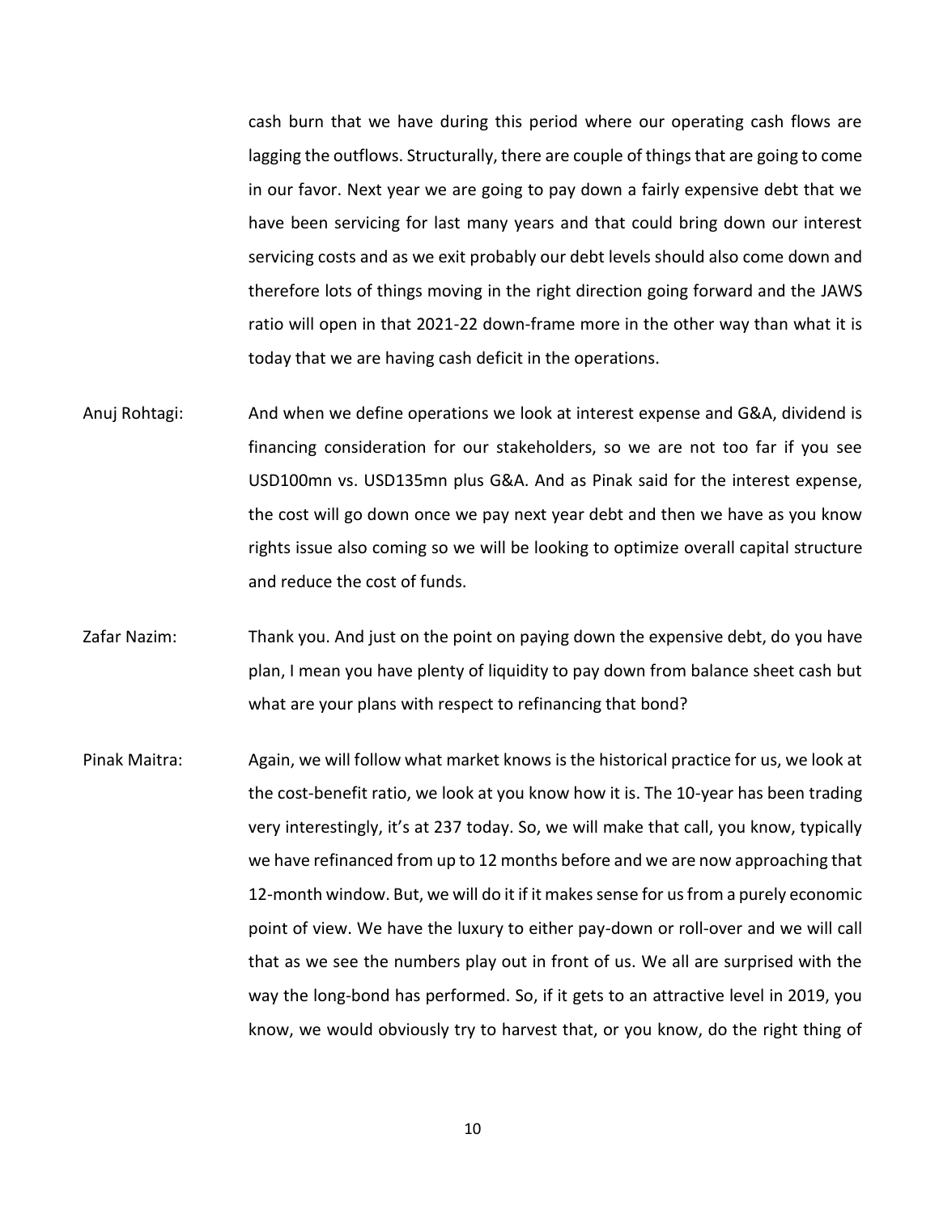cash burn that we have during this period where our operating cash flows are lagging the outflows. Structurally, there are couple of things that are going to come in our favor. Next year we are going to pay down a fairly expensive debt that we have been servicing for last many years and that could bring down our interest servicing costs and as we exit probably our debt levels should also come down and therefore lots of things moving in the right direction going forward and the JAWS ratio will open in that 2021-22 down-frame more in the other way than what it is today that we are having cash deficit in the operations.

Anuj Rohtagi: And when we define operations we look at interest expense and G&A, dividend is financing consideration for our stakeholders, so we are not too far if you see USD100mn vs. USD135mn plus G&A. And as Pinak said for the interest expense, the cost will go down once we pay next year debt and then we have as you know rights issue also coming so we will be looking to optimize overall capital structure and reduce the cost of funds.

Zafar Nazim: Thank you. And just on the point on paying down the expensive debt, do you have plan, I mean you have plenty of liquidity to pay down from balance sheet cash but what are your plans with respect to refinancing that bond?

Pinak Maitra: Again, we will follow what market knows is the historical practice for us, we look at the cost-benefit ratio, we look at you know how it is. The 10-year has been trading very interestingly, it's at 237 today. So, we will make that call, you know, typically we have refinanced from up to 12 months before and we are now approaching that 12-month window. But, we will do it if it makes sense for us from a purely economic point of view. We have the luxury to either pay-down or roll-over and we will call that as we see the numbers play out in front of us. We all are surprised with the way the long-bond has performed. So, if it gets to an attractive level in 2019, you know, we would obviously try to harvest that, or you know, do the right thing of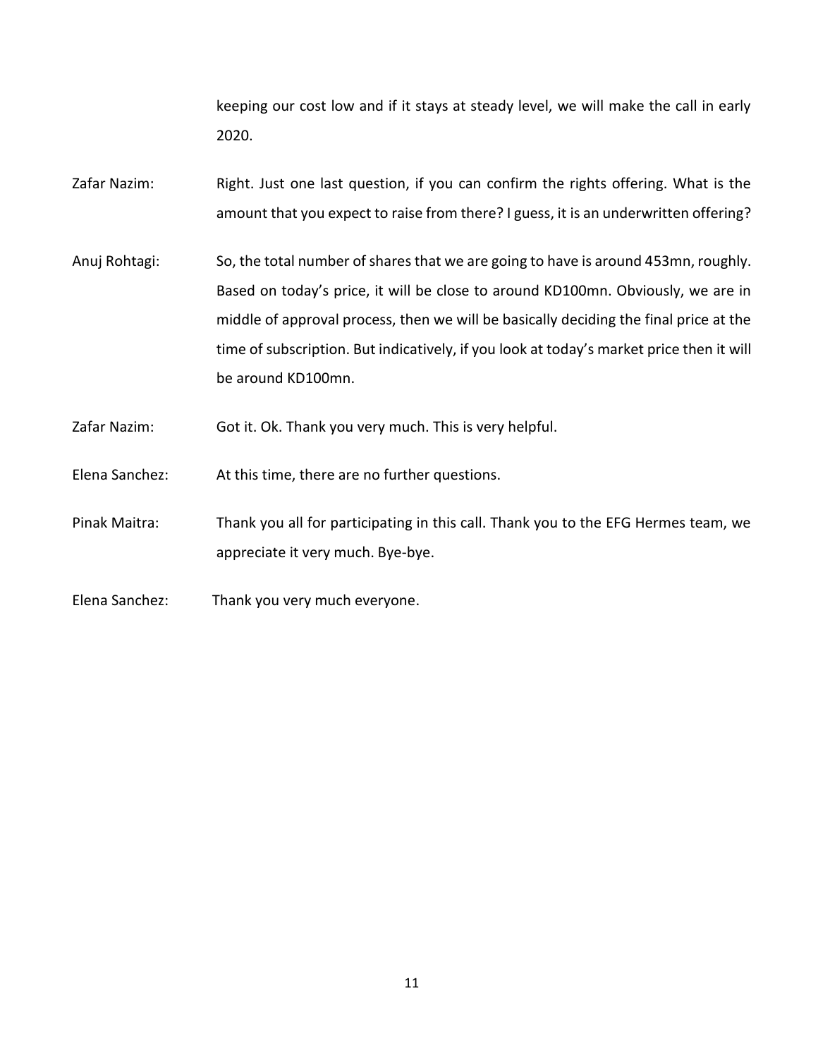keeping our cost low and if it stays at steady level, we will make the call in early 2020.

Zafar Nazim: Right. Just one last question, if you can confirm the rights offering. What is the amount that you expect to raise from there? I guess, it is an underwritten offering?

Anuj Rohtagi: So, the total number of shares that we are going to have is around 453mn, roughly. Based on today's price, it will be close to around KD100mn. Obviously, we are in middle of approval process, then we will be basically deciding the final price at the time of subscription. But indicatively, if you look at today's market price then it will be around KD100mn.

Zafar Nazim: Got it. Ok. Thank you very much. This is very helpful.

Elena Sanchez: At this time, there are no further questions.

Pinak Maitra: Thank you all for participating in this call. Thank you to the EFG Hermes team, we appreciate it very much. Bye-bye.

Elena Sanchez: Thank you very much everyone.